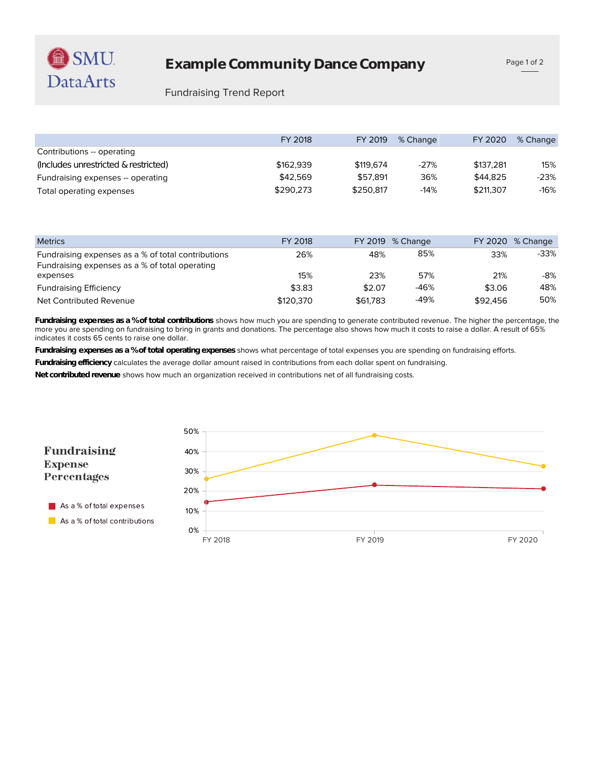# Example Community Dance Company

Fundraising Trend Report

| | FY 2018 | FY 2019 | % Change | FY 2020 | % Change |
|---|---|---|---|---|---|
| Contributions -- operating (Includes unrestricted & restricted) | $162,939 | $119,674 | -27% | $137,281 | 15% |
| Fundraising expenses -- operating | $42,569 | $57,891 | 36% | $44,825 | -23% |
| Total operating expenses | $290,273 | $250,817 | -14% | $211,307 | -16% |

| Metrics | FY 2018 | FY 2019 | % Change | FY 2020 | % Change |
|---|---|---|---|---|---|
| Fundraising expenses as a % of total contributions | 26% | 48% | 85% | 33% | -33% |
| Fundraising expenses as a % of total operating expenses | 15% | 23% | 57% | 21% | -8% |
| Fundraising Efficiency | $3.83 | $2.07 | -46% | $3.06 | 48% |
| Net Contributed Revenue | $120,370 | $61,783 | -49% | $92,456 | 50% |

**Fundraising expenses as a % of total contributions** shows how much you are spending to generate contributed revenue. The higher the percentage, the more you are spending on fundraising to bring in grants and donations. The percentage also shows how much it costs to raise a dollar. A result of 65% indicates it costs 65 cents to raise one dollar.

**Fundraising expenses as a % of total operating expenses** shows what percentage of total expenses you are spending on fundraising efforts.

**Fundraising efficiency** calculates the average dollar amount raised in contributions from each dollar spent on fundraising.

**Net contributed revenue** shows how much an organization received in contributions net of all fundraising costs.

## Fundraising Expense Percentages

- As a % of total expenses
- As a % of total contributions

| | FY 2018 | FY 2019 | FY 2020 |
|---|---|---|---|
| As a % of total expenses | 15% | 23% | 21% |
| As a % of total contributions | 26% | 48% | 33% |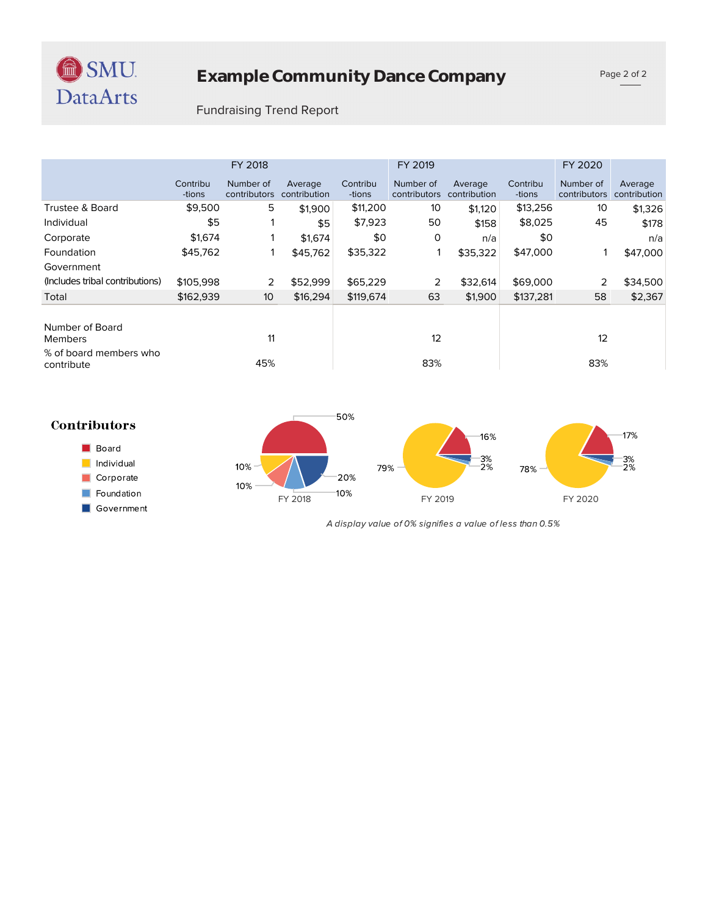# Example Community Dance Company

Fundraising Trend Report

| | FY 2018 | | | FY 2019 | | | FY 2020 | | |
|---|---|---|---|---|---|---|---|---|---|
| | Contribu-tions | Number of contributors | Average contribution | Contribu-tions | Number of contributors | Average contribution | Contribu-tions | Number of contributors | Average contribution |
| Trustee & Board | $9,500 | 5 | $1,900 | $11,200 | 10 | $1,120 | $13,256 | 10 | $1,326 |
| Individual | $5 | 1 | $5 | $7,923 | 50 | $158 | $8,025 | 45 | $178 |
| Corporate | $1,674 | 1 | $1,674 | $0 | 0 | n/a | $0 | | n/a |
| Foundation | $45,762 | 1 | $45,762 | $35,322 | 1 | $35,322 | $47,000 | 1 | $47,000 |
| Government (Includes tribal contributions) | $105,998 | 2 | $52,999 | $65,229 | 2 | $32,614 | $69,000 | 2 | $34,500 |
| Total | $162,939 | 10 | $16,294 | $119,674 | 63 | $1,900 | $137,281 | 58 | $2,367 |
| Number of Board Members | | 11 | | | 12 | | | 12 | |
| % of board members who contribute | | 45% | | | 83% | | | 83% | |

## Contributors

Board
Individual
Corporate
Foundation
Government

50%
10%
10%
20%
10%
FY 2018

16%
79%
3%
2%
FY 2019

17%
78%
3%
2%
FY 2020

*A display value of 0% signifies a value of less than 0.5%*